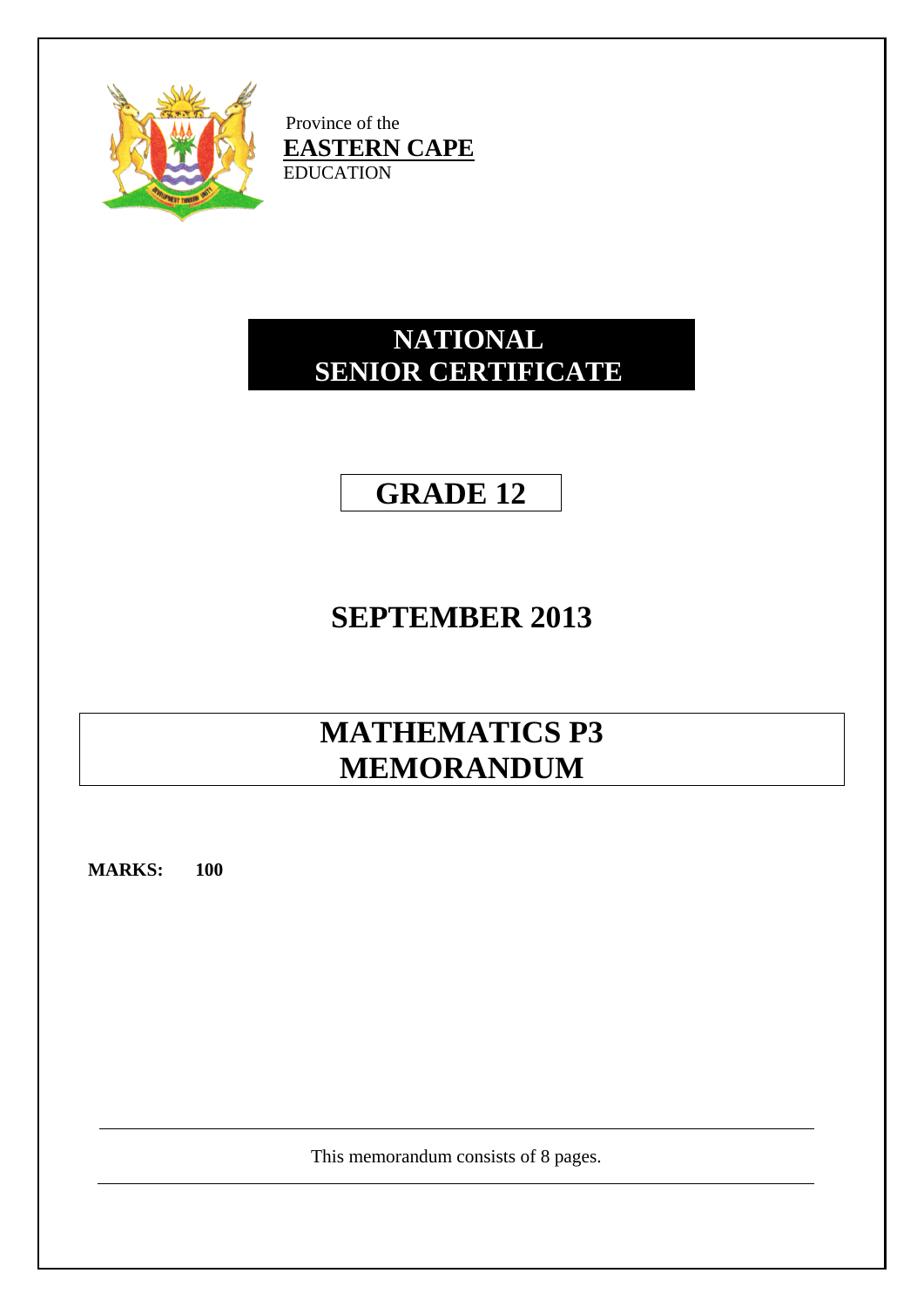Province of the
**EASTERN CAPE**
EDUCATION

# NATIONAL SENIOR CERTIFICATE

# GRADE 12

## SEPTEMBER 2013

# MATHEMATICS P3 MEMORANDUM

**MARKS: 100**

This memorandum consists of 8 pages.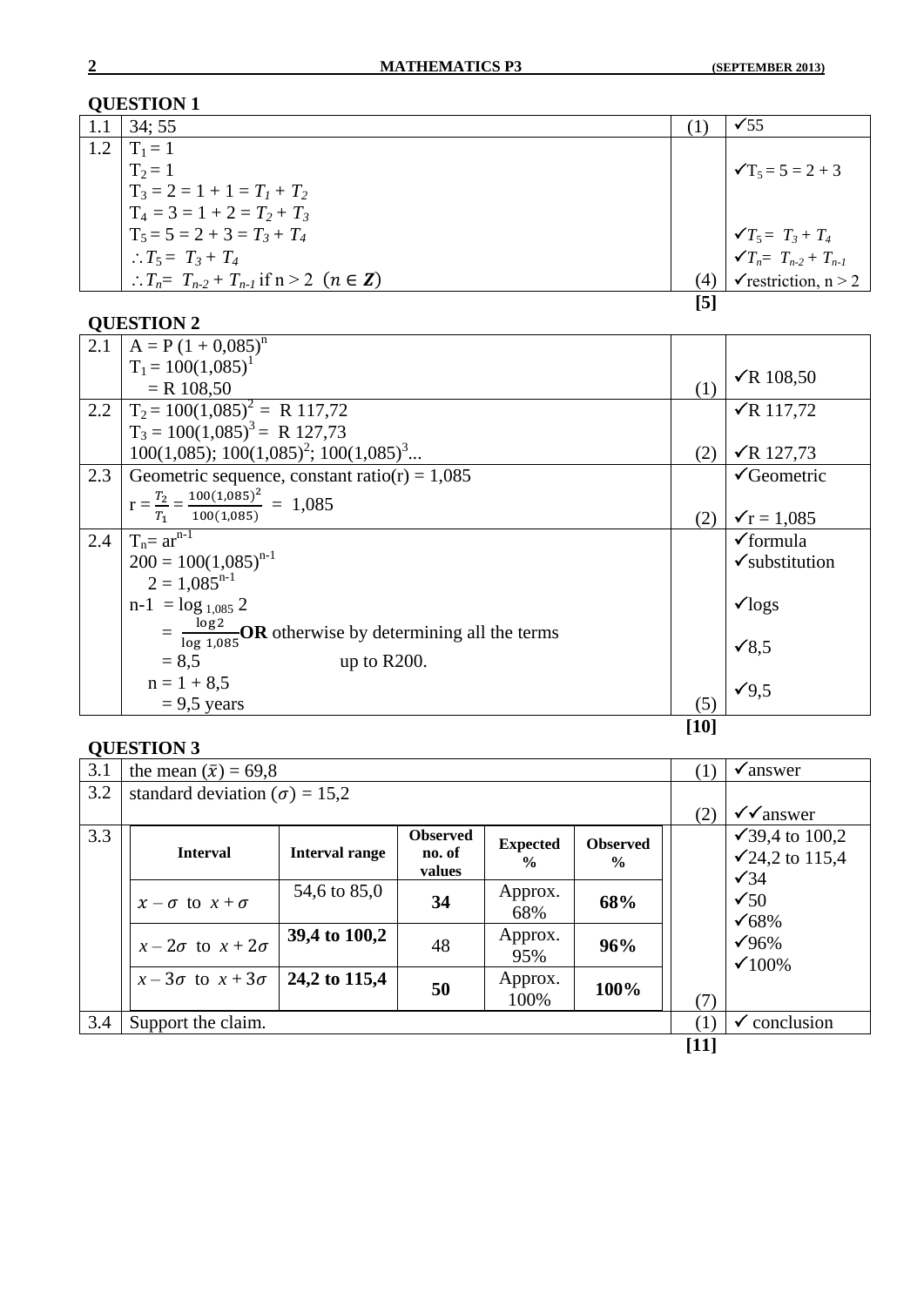## QUESTION 1

| | | | |
|---|---|---|---|
| 1.1 | 34; 55 | (1) | ✓55 |
| 1.2 | $T_1 = 1$<br>$T_2 = 1$<br>$T_3 = 2 = 1 + 1 = T_1 + T_2$<br>$T_4 = 3 = 1 + 2 = T_2 + T_3$<br>$T_5 = 5 = 2 + 3 = T_3 + T_4$<br>$\therefore T_5 = T_3 + T_4$<br>$\therefore T_n = T_{n-2} + T_{n-1}$ if $n > 2$ $(n \in \mathbb{Z})$ | (4) | ✓$T_5 = 5 = 2 + 3$<br>✓$T_5 = T_3 + T_4$<br>✓$T_n = T_{n-2} + T_{n-1}$<br>✓restriction, $n > 2$ |
| | | **[5]** | |

## QUESTION 2

| | | | |
|---|---|---|---|
| 2.1 | $A = P(1 + 0{,}085)^n$<br>$T_1 = 100(1{,}085)^1$<br>$= R\ 108{,}50$ | (1) | ✓R 108,50 |
| 2.2 | $T_2 = 100(1{,}085)^2 =$ R 117,72<br>$T_3 = 100(1{,}085)^3 =$ R 127,73<br>$100(1{,}085); 100(1{,}085)^2; 100(1{,}085)^3 ...$ | (2) | ✓R 117,72<br>✓R 127,73 |
| 2.3 | Geometric sequence, constant ratio(r) = 1,085<br>$r = \frac{T_2}{T_1} = \frac{100(1{,}085)^2}{100(1{,}085)} = 1{,}085$ | (2) | ✓Geometric<br>✓r = 1,085 |
| 2.4 | $T_n = ar^{n-1}$<br>$200 = 100(1{,}085)^{n-1}$<br>$2 = 1{,}085^{n-1}$<br>$n-1 = \log_{1{,}085} 2$<br>$= \frac{\log 2}{\log 1{,}085}$ **OR** otherwise by determining all the terms up to R200.<br>$= 8{,}5$<br>$n = 1 + 8{,}5$<br>$= 9{,}5$ years | (5) | ✓formula<br>✓substitution<br>✓logs<br>✓8,5<br>✓9,5 |
| | | **[10]** | |

## QUESTION 3

| | | | |
|---|---|---|---|
| 3.1 | the mean $(\bar{x}) = 69{,}8$ | (1) | ✓answer |
| 3.2 | standard deviation $(\sigma) = 15{,}2$ | (2) | ✓✓answer |
| 3.3 | see table below | (7) | ✓39,4 to 100,2<br>✓24,2 to 115,4<br>✓34<br>✓50<br>✓68%<br>✓96%<br>✓100% |
| 3.4 | Support the claim. | (1) | ✓ conclusion |
| | | **[11]** | |

| Interval | Interval range | Observed no. of values | Expected % | Observed % |
|---|---|---|---|---|
| $x - \sigma$ to $x + \sigma$ | 54,6 to 85,0 | **34** | Approx. 68% | **68%** |
| $x - 2\sigma$ to $x + 2\sigma$ | **39,4 to 100,2** | 48 | Approx. 95% | **96%** |
| $x - 3\sigma$ to $x + 3\sigma$ | **24,2 to 115,4** | **50** | Approx. 100% | **100%** |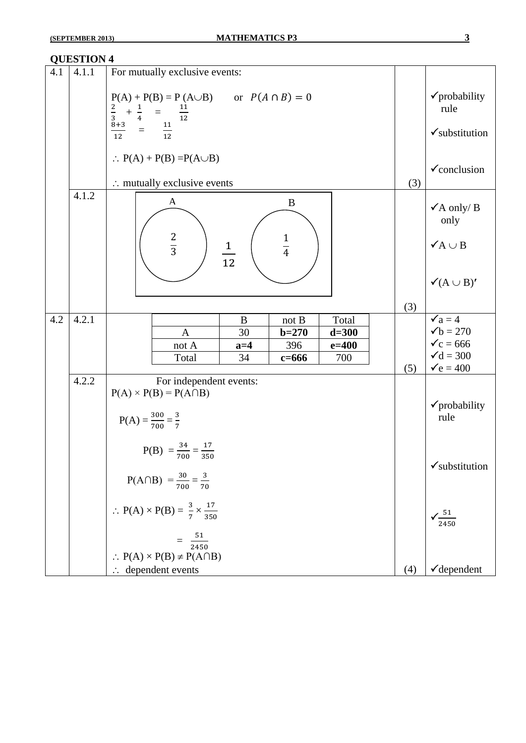## QUESTION 4

| | | | | |
|---|---|---|---|---|
| 4.1 | 4.1.1 | For mutually exclusive events:<br><br>P(A) + P(B) = P (A∪B)  or $P(A \cap B) = 0$<br>$\frac{2}{3} + \frac{1}{4} = \frac{11}{12}$<br>$\frac{8+3}{12} = \frac{11}{12}$<br><br>∴ P(A) + P(B) =P(A∪B)<br><br>∴ mutually exclusive events | (3) | ✓probability rule<br><br>✓substitution<br><br>✓conclusion |
| | 4.1.2 | Venn diagram: A: $\frac{2}{3}$; B: $\frac{1}{4}$; outside: $\frac{1}{12}$ | (3) | ✓A only/ B only<br><br>✓A ∪ B<br><br>✓(A ∪ B)′ |
| 4.2 | 4.2.1 | (table below) | (5) | ✓a = 4<br>✓b = 270<br>✓c = 666<br>✓d = 300<br>✓e = 400 |
| | 4.2.2 | For independent events:<br>P(A) × P(B) = P(A∩B)<br><br>P(A) = $\frac{300}{700} = \frac{3}{7}$<br><br>P(B) = $\frac{34}{700} = \frac{17}{350}$<br><br>P(A∩B) = $\frac{30}{700} = \frac{3}{70}$<br><br>∴ P(A) × P(B) = $\frac{3}{7} \times \frac{17}{350}$<br><br>= $\frac{51}{2450}$<br>∴ P(A) × P(B) ≠ P(A∩B)<br>∴ dependent events | (4) | ✓probability rule<br><br>✓substitution<br><br>✓$\frac{51}{2450}$<br><br>✓dependent |

4.2.1:

| | B | not B | Total |
|---|---|---|---|
| A | 30 | **b=270** | **d=300** |
| not A | **a=4** | 396 | **e=400** |
| Total | 34 | **c=666** | 700 |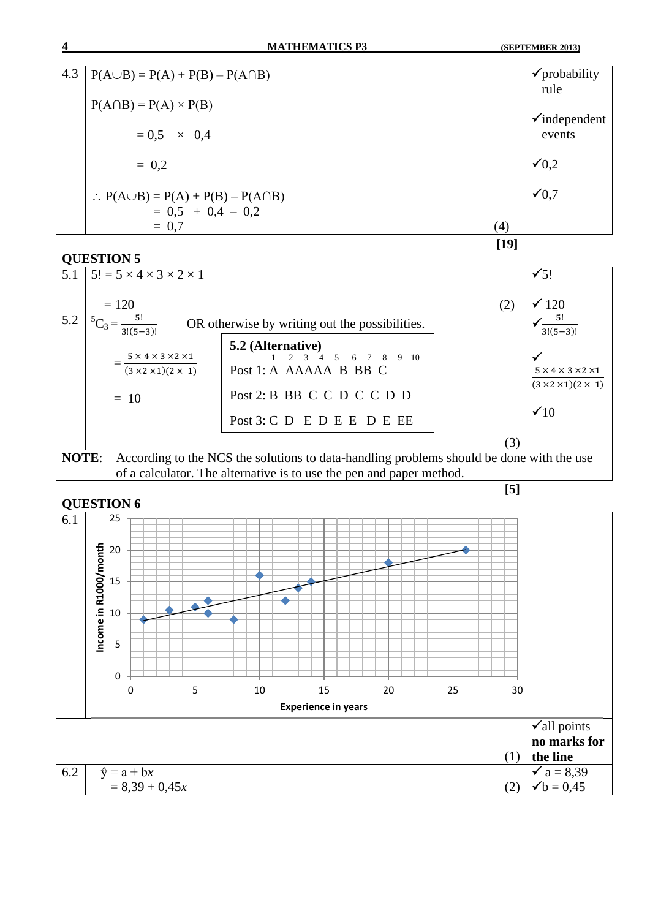| 4.3 | $P(A \cup B) = P(A) + P(B) - P(A \cap B)$<br><br>$P(A \cap B) = P(A) \times P(B)$<br><br>$= 0,5 \times 0,4$<br><br>$= 0,2$<br><br>$\therefore P(A \cup B) = P(A) + P(B) - P(A \cap B)$<br>$= 0,5 + 0,4 - 0,2$<br>$= 0,7$ | (4) | ✓probability rule<br><br>✓independent events<br><br>✓0,2<br><br>✓0,7 |
|---|---|---|---|
| | | **[19]** | |

**QUESTION 5**

| 5.1 | $5! = 5 \times 4 \times 3 \times 2 \times 1$<br><br>$= 120$ | (2) | ✓5!<br><br>✓ 120 |
|---|---|---|---|
| 5.2 | ${}^5C_3 = \frac{5!}{3!(5-3)!}$ OR otherwise by writing out the possibilities.<br><br>$= \frac{5 \times 4 \times 3 \times 2 \times 1}{(3 \times 2 \times 1)(2 \times 1)}$<br><br>$= 10$<br><br>**5.2 (Alternative)**<br>1 2 3 4 5 6 7 8 9 10<br>Post 1: A AAAAA B BB C<br>Post 2: B BB C C D C C D D<br>Post 3: C D E D E E D E EE | (3) | ✓$\frac{5!}{3!(5-3)!}$<br><br>✓$\frac{5 \times 4 \times 3 \times 2 \times 1}{(3 \times 2 \times 1)(2 \times 1)}$<br><br>✓10 |
| **NOTE**: | According to the NCS the solutions to data-handling problems should be done with the use of a calculator. The alternative is to use the pen and paper method. | | |
| | | **[5]** | |

**QUESTION 6**

| 6.1 | [Scatter plot: Income in R1000/month vs Experience in years, with points and line of best fit] | | |
|---|---|---|---|
| | | (1) | ✓all points<br>**no marks for the line** |
| 6.2 | $\hat{y} = a + bx$<br>$= 8,39 + 0,45x$ | (2) | ✓ a = 8,39<br>✓b = 0,45 |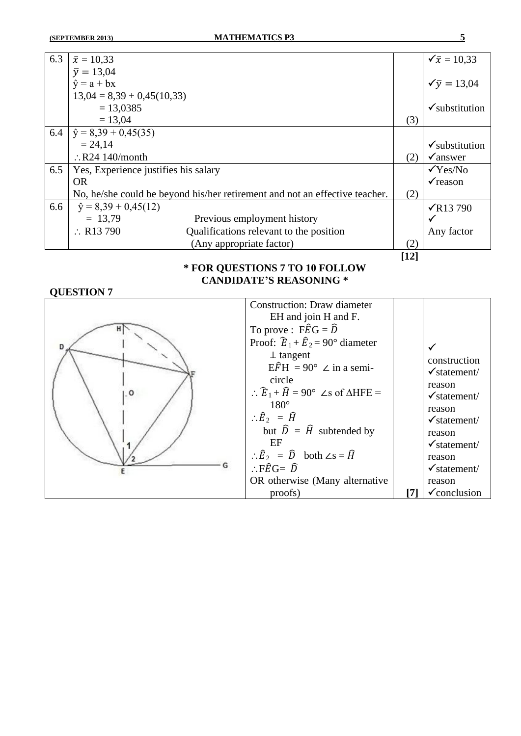| | | | |
|---|---|---|---|
| 6.3 | $\bar{x}$ = 10,33<br>$\bar{y}$ = 13,04<br>$\hat{y}$ = a + bx<br>13,04 = 8,39 + 0,45(10,33)<br>= 13,0385<br>= 13,04 | (3) | ✓$\bar{x}$ = 10,33<br>✓$\bar{y}$ = 13,04<br>✓substitution |
| 6.4 | $\hat{y}$ = 8,39 + 0,45(35)<br>= 24,14<br>∴R24 140/month | (2) | ✓substitution<br>✓answer |
| 6.5 | Yes, Experience justifies his salary<br>OR<br>No, he/she could be beyond his/her retirement and not an effective teacher. | (2) | ✓Yes/No<br>✓reason |
| 6.6 | $\hat{y}$ = 8,39 + 0,45(12)<br>= 13,79 &nbsp;&nbsp;&nbsp; Previous employment history<br>∴ R13 790 &nbsp;&nbsp;&nbsp; Qualifications relevant to the position<br>(Any appropriate factor) | (2) | ✓R13 790<br>✓<br>Any factor |
| | | **[12]** | |

**\* FOR QUESTIONS 7 TO 10 FOLLOW CANDIDATE'S REASONING \***

**QUESTION 7**

| | | | |
|---|---|---|---|
| [Diagram: circle with centre O, points H, D, F, E; diameter EH; tangent EG; angles $E_1$, $E_2$] | Construction: Draw diameter EH and join H and F.<br>To prove : F$\hat{E}$G = $\hat{D}$<br>Proof: $\hat{E}_1 + \hat{E}_2$ = 90° diameter ⊥ tangent<br>E$\hat{F}$H = 90° ∠ in a semi-circle<br>∴ $\hat{E}_1 + \hat{H}$ = 90° ∠s of ΔHFE = 180°<br>∴$\hat{E}_2$ = $\hat{H}$<br>but $\hat{D}$ = $\hat{H}$ subtended by EF<br>∴$\hat{E}_2$ = $\hat{D}$ both ∠s = $\hat{H}$<br>∴F$\hat{E}$G= $\hat{D}$<br>OR otherwise (Many alternative proofs) | **[7]** | ✓ construction<br>✓statement/ reason<br>✓statement/ reason<br>✓statement/ reason<br>✓statement/ reason<br>✓statement/ reason<br>✓conclusion |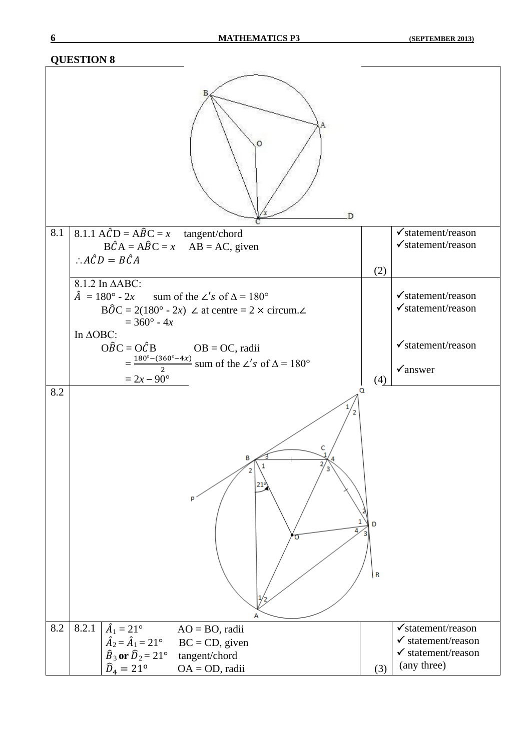## QUESTION 8

| | | | |
|---|---|---|---|
| 8.1 | 8.1.1 $A\hat{C}D = A\hat{B}C = x$ tangent/chord<br>$B\hat{C}A = A\hat{B}C = x$ AB = AC, given<br>$\therefore A\hat{C}D = B\hat{C}A$ | (2) | ✓statement/reason<br>✓statement/reason |
| | 8.1.2 In ΔABC:<br>$\hat{A} = 180° - 2x$ sum of the ∠'s of Δ = 180°<br>$B\hat{O}C = 2(180° - 2x)$ ∠ at centre = 2 × circum.∠<br>$= 360° - 4x$<br>In ΔOBC:<br>$O\hat{B}C = O\hat{C}B$ OB = OC, radii<br>$= \frac{180° - (360° - 4x)}{2}$ sum of the ∠'s of Δ = 180°<br>$= 2x - 90°$ | (4) | ✓statement/reason<br>✓statement/reason<br>✓statement/reason<br>✓answer |
| 8.2 | | | |
| 8.2 | 8.2.1 $\hat{A}_1 = 21°$ AO = BO, radii<br>$\hat{A}_2 = \hat{A}_1 = 21°$ BC = CD, given<br>$\hat{B}_3$ **or** $\hat{D}_2 = 21°$ tangent/chord<br>$\hat{D}_4 = 21°$ OA = OD, radii | (3) | ✓statement/reason<br>✓ statement/reason<br>✓ statement/reason<br>(any three) |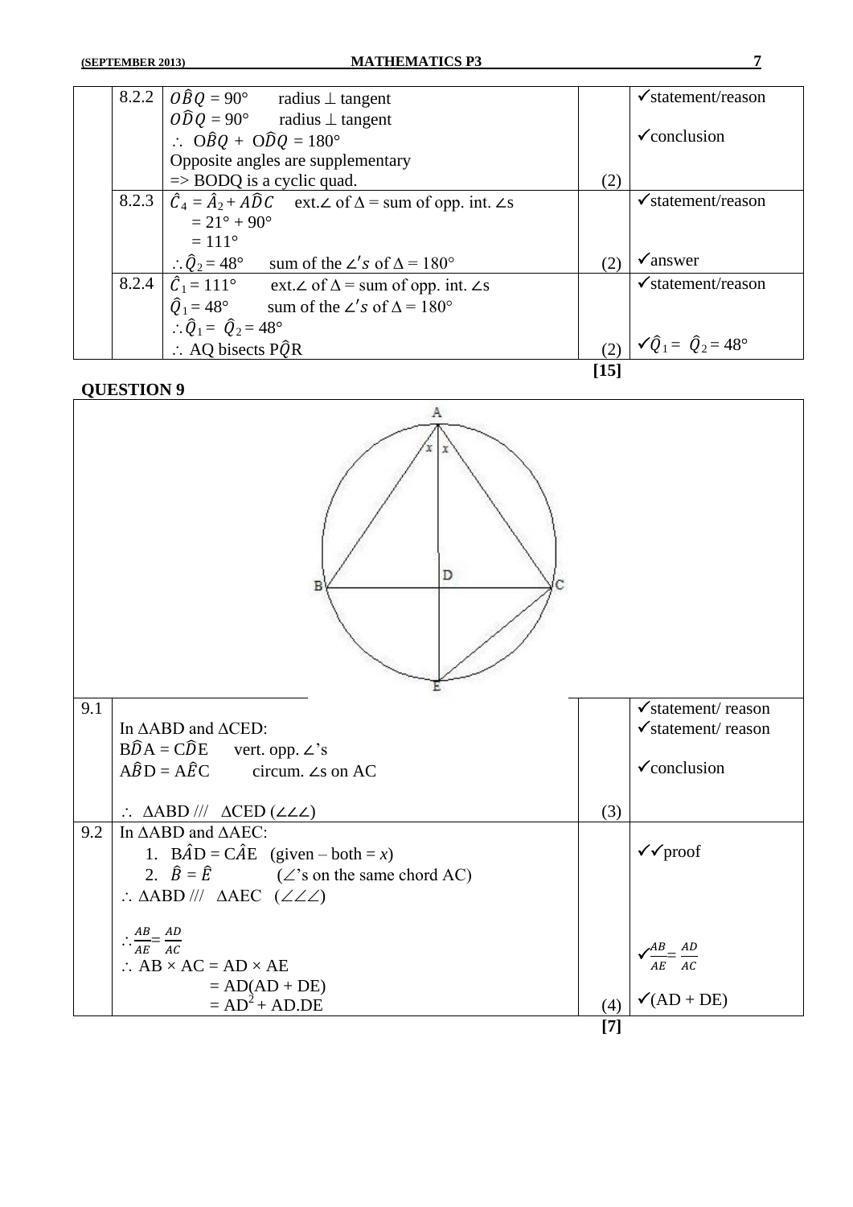| | | | | |
|---|---|---|---|---|
| | 8.2.2 | $O\hat{B}Q$ = 90° radius ⊥ tangent<br>$O\hat{D}Q$ = 90° radius ⊥ tangent<br>∴ $O\hat{B}Q + O\hat{D}Q$ = 180°<br>Opposite angles are supplementary<br>=> BODQ is a cyclic quad. | (2) | ✓statement/reason<br><br>✓conclusion |
| | 8.2.3 | $\hat{C}_4 = \hat{A}_2 + A\hat{D}C$ ext.∠ of Δ = sum of opp. int. ∠s<br>= 21° + 90°<br>= 111°<br>∴ $\hat{Q}_2$ = 48° sum of the ∠'s of Δ = 180° | (2) | ✓statement/reason<br><br>✓answer |
| | 8.2.4 | $\hat{C}_1$ = 111° ext.∠ of Δ = sum of opp. int. ∠s<br>$\hat{Q}_1$ = 48° sum of the ∠'s of Δ = 180°<br>∴ $\hat{Q}_1 = \hat{Q}_2$ = 48°<br>∴ AQ bisects $P\hat{Q}R$ | (2) | ✓statement/reason<br><br>✓$\hat{Q}_1 = \hat{Q}_2$ = 48° |
| | | | **[15]** | |

**QUESTION 9**

| | | | |
|---|---|---|---|
| 9.1 | In ΔABD and ΔCED:<br>$B\hat{D}A = C\hat{D}E$ vert. opp. ∠'s<br>$A\hat{B}D = A\hat{E}C$ circum. ∠s on AC<br><br>∴ ΔABD /// ΔCED (∠∠∠) | (3) | ✓statement/ reason<br>✓statement/ reason<br><br>✓conclusion |
| 9.2 | In ΔABD and ΔAEC:<br>1. $B\hat{A}D = C\hat{A}E$ (given – both = $x$)<br>2. $\hat{B} = \hat{E}$ (∠'s on the same chord AC)<br>∴ ΔABD /// ΔAEC (∠∠∠)<br><br>∴ $\frac{AB}{AE} = \frac{AD}{AC}$<br>∴ AB × AC = AD × AE<br>= AD(AD + DE)<br>= $AD^2$ + AD.DE | (4) | ✓✓proof<br><br><br>✓$\frac{AB}{AE} = \frac{AD}{AC}$<br><br>✓(AD + DE) |
| | | **[7]** | |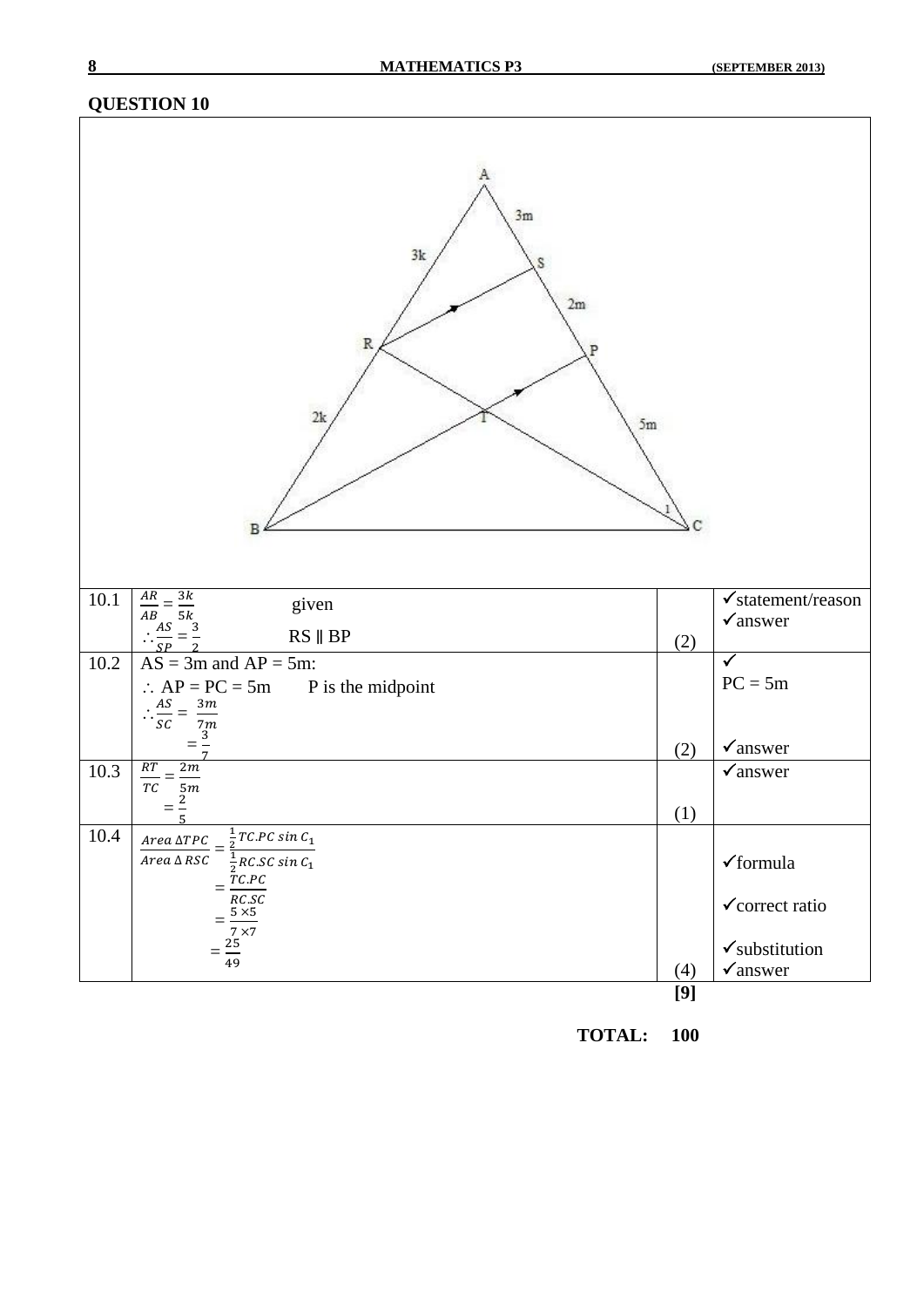## QUESTION 10

| | | | |
|---|---|---|---|
| 10.1 | $\frac{AR}{AB} = \frac{3k}{5k}$ given<br>$\therefore \frac{AS}{SP} = \frac{3}{2}$ RS ∥ BP | (2) | ✓statement/reason<br>✓answer |
| 10.2 | AS = 3m and AP = 5m:<br>$\therefore$ AP = PC = 5m P is the midpoint<br>$\therefore \frac{AS}{SC} = \frac{3m}{7m}$<br>$= \frac{3}{7}$ | (2) | ✓<br>PC = 5m<br><br>✓answer |
| 10.3 | $\frac{RT}{TC} = \frac{2m}{5m}$<br>$= \frac{2}{5}$ | (1) | ✓answer |
| 10.4 | $\frac{Area\ \Delta TPC}{Area\ \Delta RSC} = \frac{\frac{1}{2}TC.PC\ sin\ C_1}{\frac{1}{2}RC.SC\ sin\ C_1}$<br>$= \frac{TC.PC}{RC.SC}$<br>$= \frac{5 \times 5}{7 \times 7}$<br>$= \frac{25}{49}$ | (4) | ✓formula<br><br>✓correct ratio<br><br>✓substitution<br>✓answer |
| | | **[9]** | |

**TOTAL: 100**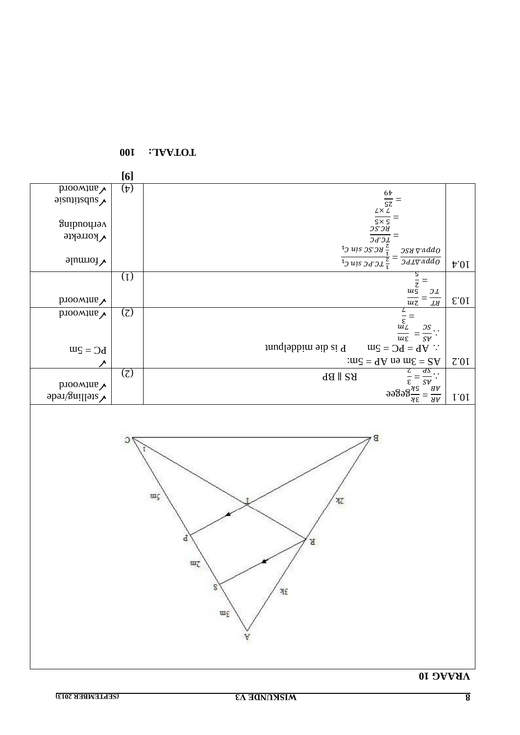## VRAAG 10

| | | | |
|---|---|---|---|
| 10.1 | $\frac{AR}{AB} = \frac{3k}{5k}$ gegee<br>$\therefore \frac{AS}{SP} = \frac{3}{2}$ RS ∥ BP | (2) | ✓stelling/rede<br>✓antwoord |
| 10.2 | AS = 3m en AP = 5m:<br>$\therefore$ AP = PC = 5m P is die middelpunt<br>$\therefore \frac{AS}{SC} = \frac{3m}{7m}$<br>$= \frac{3}{7}$ | (2) | ✓<br>PC = 5m<br><br>✓antwoord |
| 10.3 | $\frac{RT}{TC} = \frac{2m}{5m}$<br>$= \frac{2}{5}$ | (1) | ✓antwoord |
| 10.4 | $\frac{Oppv.\Delta TPC}{Oppv.\Delta RSC} = \frac{\frac{1}{2}TC.PC\ \sin C_1}{\frac{1}{2}RC.SC\ \sin C_1}$<br>$= \frac{TC.PC}{RC.SC}$<br>$= \frac{5 \times 5}{7 \times 7}$<br>$= \frac{25}{49}$ | (4) | ✓formule<br><br>✓korrekte verhouding<br><br>✓substitusie<br>✓antwoord |
| | | **[9]** | |

**TOTAAL: 100**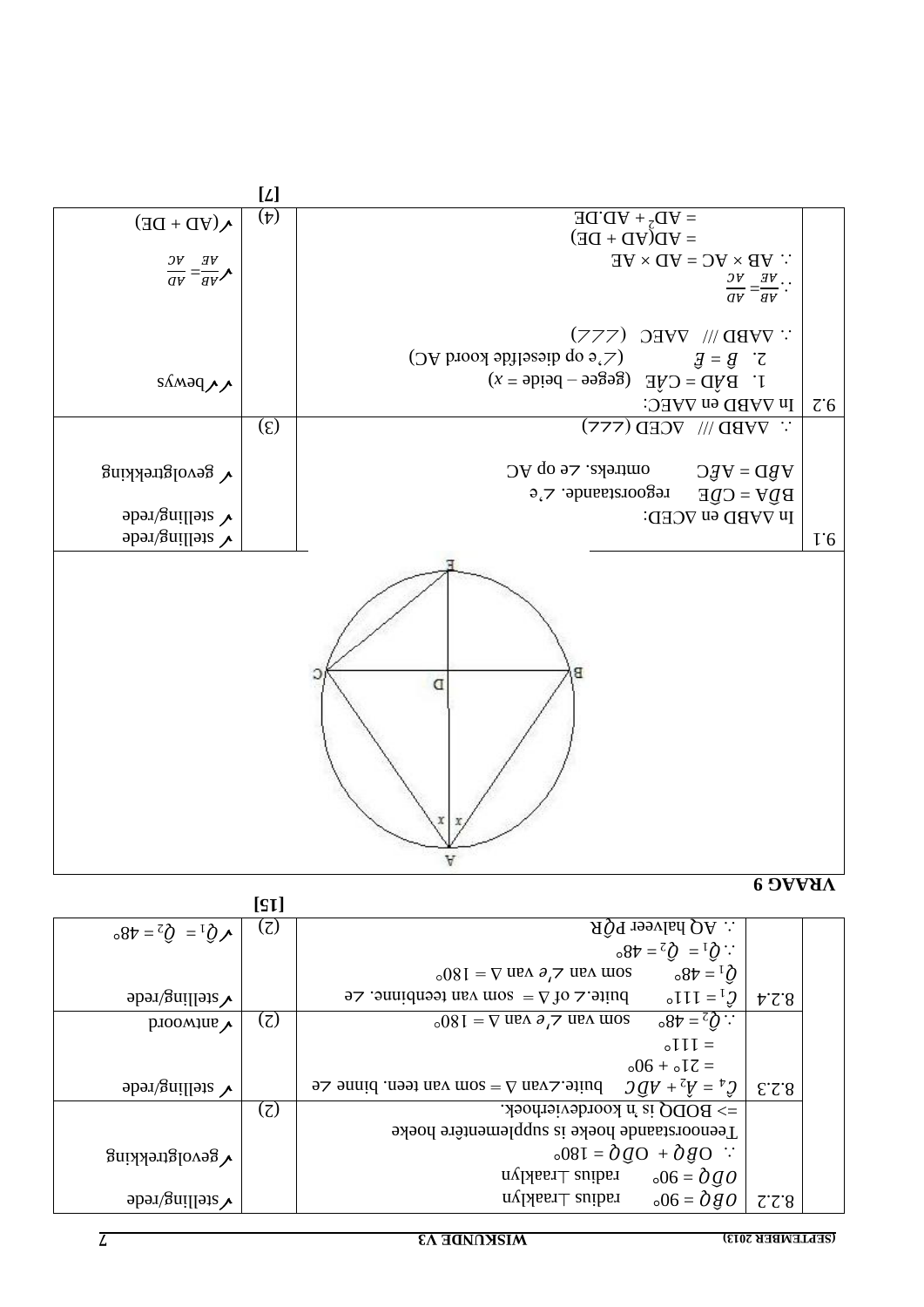| | | | |
|---|---|---|---|
| | 8.2.2 | $O\hat{B}Q = 90°$ radius ⊥raaklyn<br>$O\hat{D}Q = 90°$ radius ⊥raaklyn<br>∴ $O\hat{B}Q + O\hat{D}Q = 180°$<br>Teenoorstaande hoeke is supplementêre hoeke<br>=> BODQ is 'n koordevierhoek. (2) | ✓stelling/rede<br>✓gevolgtrekking |
| | 8.2.3 | $\hat{C}_4 = \hat{A}_2 + A\hat{D}C$ buite.∠van Δ = som van teen. binne ∠e<br>= 21° + 90°<br>= 111°<br>∴ $\hat{Q}_2 = 48°$ som van ∠'e van Δ = 180° (2) | ✓ stelling/rede<br>✓antwoord |
| | 8.2.4 | $\hat{C}_1 = 111°$ buite.∠ of Δ = som van teenbinne. ∠e<br>$\hat{Q}_1 = 48°$ som van ∠'e van Δ = 180°<br>∴ $\hat{Q}_1 = \hat{Q}_2 = 48°$<br>∴ AQ halveer $P\hat{Q}R$ (2) | ✓stelling/rede<br>✓ $\hat{Q}_1 = \hat{Q}_2 = 48°$ |
| | | | **[15]** |

## VRAAG 9

| | | | |
|---|---|---|---|
| 9.1 | In ΔABD en ΔCED:<br>$B\hat{D}A = C\hat{D}E$ regoorstaande. ∠'e<br>$A\hat{B}D = A\hat{E}C$ omtreks. ∠e op AC<br>∴ ΔABD /// ΔCED (∠∠∠) | (3) | ✓ stelling/rede<br>✓ stelling/rede<br>✓ gevolgtrekking |
| 9.2 | In ΔABD en ΔAEC:<br>1. $B\hat{A}D = C\hat{A}E$ (gegee – beide = $x$)<br>2. $\hat{B} = \hat{E}$ (∠'e op dieselfde koord AC)<br>∴ ΔABD /// ΔAEC (∠∠∠)<br>∴ $\frac{AB}{AE} = \frac{AD}{AC}$<br>∴ AB × AC = AD × AE<br>= AD(AD + DE)<br>= AD² + AD.DE | (4) | ✓✓bewys<br>✓$\frac{AB}{AE} = \frac{AD}{AC}$<br>✓(AD + DE) |
| | | | **[7]** |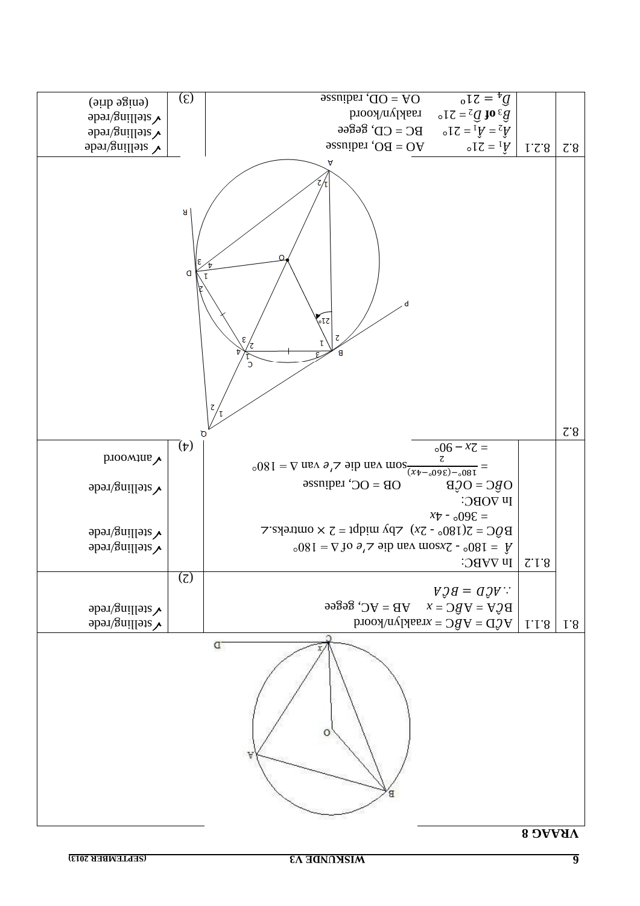# VRAAG 8

| | | | | |
|---|---|---|---|---|
| 8.1 | 8.1.1 | $A\hat{C}D = A\hat{B}C = x$ raaklyn/koord<br>$B\hat{C}A = A\hat{B}C = x$ AB = AC, gegee<br>$\therefore A\hat{C}D = B\hat{C}A$ | (2) | ✓stelling/rede<br>✓stelling/rede |
| | 8.1.2 | In ΔABC:<br>$\hat{A} = 180° - 2x$ som van die ∠'e of Δ = 180°<br>$B\hat{O}C = 2(180° - 2x)$ ∠by midpt = 2 × omtreks.∠<br>$= 360° - 4x$<br>In ΔOBC:<br>$O\hat{B}C = O\hat{C}B$ OB = OC, radiusse<br>$= \frac{180° - (360° - 4x)}{2}$ som van die ∠'e van Δ = 180°<br>$= 2x - 90°$ | (4) | ✓stelling/rede<br>✓stelling/rede<br>✓stelling/rede<br>✓antwoord |
| 8.2 | 8.2.1 | $\hat{A}_1 = 21°$ AO = BO, radiusse<br>$\hat{A}_2 = \hat{A}_1 = 21°$ BC = CD, gegee<br>$\hat{B}_3$ **of** $\hat{D}_2 = 21°$ raaklyn/koord<br>$\hat{D}_4 = 21°$ OA = OD, radiusse | (3) | ✓stelling/rede<br>✓stelling/rede<br>✓stelling/rede<br>(enige drie) |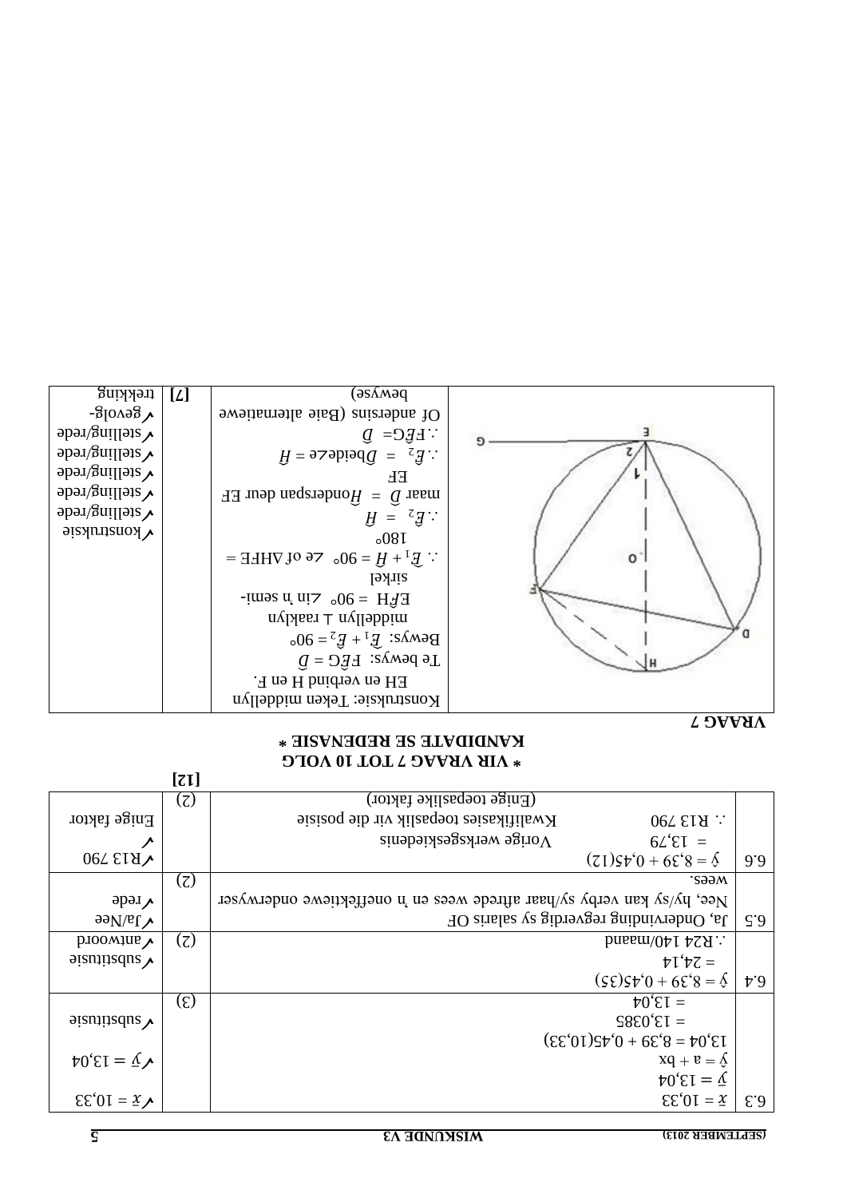| | | | |
|---|---|---|---|
| 6.3 | $\bar{x} = 10{,}33$<br>$\bar{y} = 13{,}04$<br>$\hat{y} = a + bx$<br>$13{,}04 = 8{,}39 + 0{,}45(10{,}33)$<br>$= 13{,}0385$<br>$= 13{,}04$ | (3) | ✓ $\bar{x} = 10{,}33$<br>✓ $\bar{y} = 13{,}04$<br>✓ substitusie |
| 6.4 | $\hat{y} = 8{,}39 + 0{,}45(35)$<br>$= 24{,}14$<br>$\therefore$ R24 140/maand | (2) | ✓ substitusie<br>✓ antwoord |
| 6.5 | Ja, Ondervinding regverdig sy salaris OF<br>Nee, hy/sy kan verby sy/haar aftrede wees en 'n oneffektiewe onderwyser wees. | (2) | ✓ Ja/Nee<br>✓ rede |
| 6.6 | $\hat{y} = 8{,}39 + 0{,}45(12)$<br>$= 13{,}79$ Vorige werksgeskiedenis<br>$\therefore$ R13 790 Kwalifikasies toepaslik vir die posisie<br>(Enige toepaslike faktor) | (2) | ✓ R13 790<br>✓<br>Enige faktor |
| | | **[12]** | |

**\* VIR VRAAG 7 TOT 10 VOLG KANDIDATE SE REDENASIE \***

**VRAAG 7**

| | | | |
|---|---|---|---|
| (Diagram: sirkel met middelpunt O, punte D, E, F, H; raaklyn EG by E; hoeke $\hat{E}_1$ en $\hat{E}_2$) | Konstruksie: Teken middellyn EH en verbind H en F.<br>Te bewys: $F\hat{E}G = \hat{D}$<br>Bewys: $\hat{E}_1 + \hat{E}_2 = 90°$ middellyn ⊥ raaklyn<br>$E\hat{F}H = 90°$ ∠ in 'n semi-sirkel<br>$\therefore \hat{E}_1 + \hat{H} = 90°$ ∠e of ΔHFE = 180°<br>$\therefore \hat{E}_2 = \hat{H}$<br>maar $\hat{D} = \hat{H}$ onderspan deur EF<br>$\therefore \hat{E}_2 = \hat{D}$ beide ∠e $= \hat{H}$<br>$\therefore F\hat{E}G = \hat{D}$<br>Of andersins (Baie alternatiewe bewyse) | **[7]** | ✓ konstruksie<br>✓ stelling/rede<br>✓ stelling/rede<br>✓ stelling/rede<br>✓ stelling/rede<br>✓ stelling/rede<br>✓ gevolg-trekking |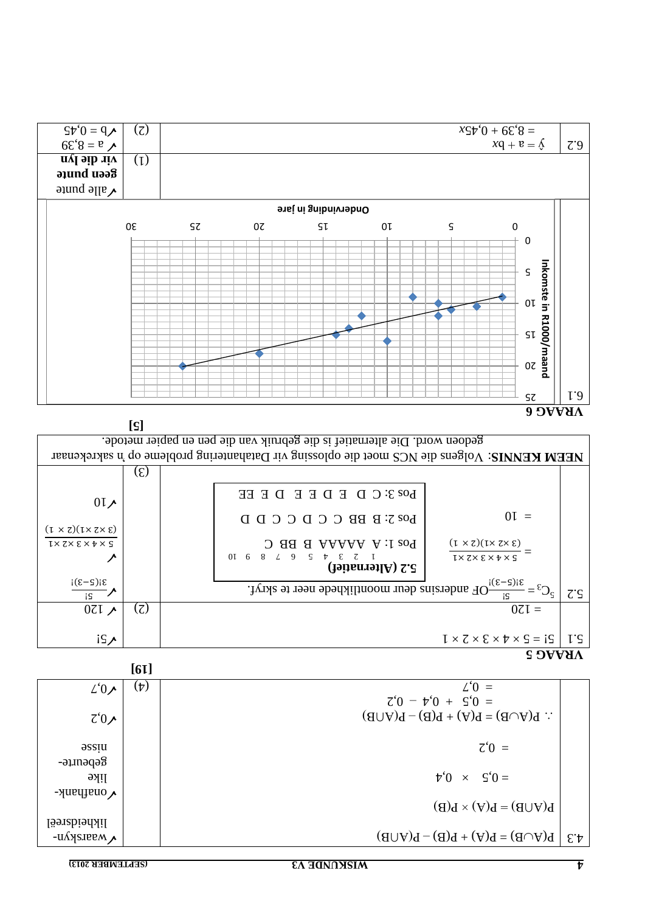| | | | |
|---|---|---|---|
| 4.3 | $P(A \cup B) = P(A) + P(B) - P(A \cap B)$<br><br>$P(A \cap B) = P(A) \times P(B)$<br>$= 0{,}5 \times 0{,}4$<br>$= 0{,}2$<br><br>$\therefore P(A \cup B) = P(A) + P(B) - P(A \cap B)$<br>$= 0{,}5 + 0{,}4 - 0{,}2$<br>$= 0{,}7$ | (4) | ✓waarskynlikheidsreël<br><br>✓onafhanklike gebeurtenisse<br><br>✓0,2<br><br>✓0,7 |
| | | **[19]** | |

**VRAAG 5**

| | | | |
|---|---|---|---|
| 5.1 | $5! = 5 \times 4 \times 3 \times 2 \times 1$<br>$= 120$ | (2) | ✓5!<br><br>✓120 |
| 5.2 | ${}^5C_3 = \frac{5!}{3!(5-3)!}$ OF andersins deur moontlikhede neer te skryf.<br><br>$= \frac{5 \times 4 \times 3 \times 2 \times 1}{(3 \times 2 \times 1)(2 \times 1)}$<br><br>$= 10$<br><br>**5.2 (Alternatief)**<br>Pos 1: A AAAAA B BB C<br>Pos 2: B BB C C D C C D D<br>Pos 3: C D E D E E D E EE | (3) | ✓$\frac{5!}{3!(5-3)!}$<br><br>✓$\frac{5 \times 4 \times 3 \times 2 \times 1}{(3 \times 2 \times 1)(2 \times 1)}$<br><br>✓10 |
| | **NEEM KENNIS**: Volgens die NCS moet die oplossing vir Datahantering probleme op 'n sakrekenaar gedoen word. Die alternatief is die gebruik van die pen en papier metode. | | |
| | | **[5]** | |

**VRAAG 6**

| | | | |
|---|---|---|---|
| 6.1 | (Grafiek: Inkomste in R1000/maand teenoor Ondervinding in jare) | (1) | ✓alle punte<br>**geen punte vir die lyn** |
| 6.2 | $\hat{y} = a + bx$<br>$= 8{,}39 + 0{,}45x$ | (2) | ✓ $a = 8{,}39$<br>✓ $b = 0{,}45$ |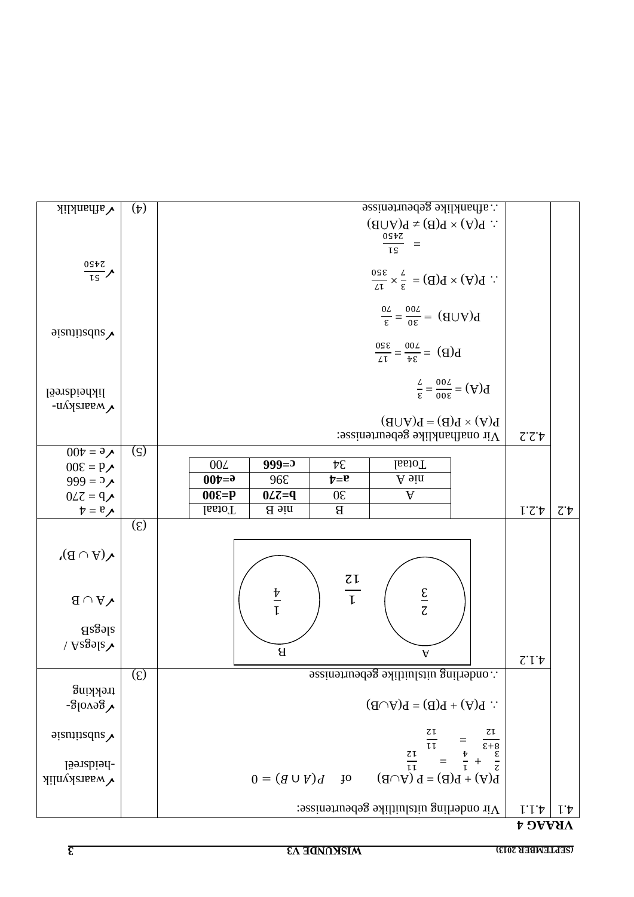# VRAAG 4

| | | | | |
|---|---|---|---|---|
| 4.1 | 4.1.1 | Vir onderling uitsluitlike gebeurtenisse: <br> $P(A) + P(B) = P(A \cup B)$ of $P(A \cap B) = 0$ <br> $\frac{2}{3} + \frac{1}{4} = \frac{11}{12}$ <br> $\frac{8+3}{12} = \frac{11}{12}$ <br> $\therefore P(A) + P(B) = P(A \cup B)$ <br> $\therefore$ onderling uitsluitlike gebeurtenisse | (3) | ✓waarskynlik-heidsreël <br> ✓substitusie <br> ✓gevolg-trekking |
| | 4.1.2 | Venn-diagram: A bevat $\frac{2}{3}$; B bevat $\frac{1}{4}$; buite: $\frac{1}{12}$ | (3) | ✓slegsA / slegsB <br> ✓$A \cap B$ <br> ✓$(A \cup B)'$ |
| 4.2 | 4.2.1 | (sien tabel hieronder) | (5) | ✓a = 4 <br> ✓b = 270 <br> ✓c = 666 <br> ✓d = 300 <br> ✓e = 400 |
| | 4.2.2 | Vir onafhanklike gebeurtenisse: <br> $P(A) \times P(B) = P(A \cap B)$ <br> $P(A) = \frac{300}{700} = \frac{3}{7}$ <br> $P(B) = \frac{34}{700} = \frac{17}{350}$ <br> $P(A \cap B) = \frac{30}{700} = \frac{3}{70}$ <br> $\therefore P(A) \times P(B) = \frac{3}{7} \times \frac{17}{350}$ <br> $= \frac{51}{2450}$ <br> $\therefore P(A) \times P(B) \neq P(A \cap B)$ <br> $\therefore$ afhanklike gebeurtenisse | (4) | ✓waarskyn-likheidsreël <br> ✓substitusie <br> ✓$\frac{51}{2450}$ <br> ✓afhanklik |

Tabel vir 4.2.1:

| | B | nie B | Totaal |
|---|---|---|---|
| A | 30 | **b=270** | **d=300** |
| nie A | **a=4** | 396 | **e=400** |
| Totaal | 34 | **c=666** | 700 |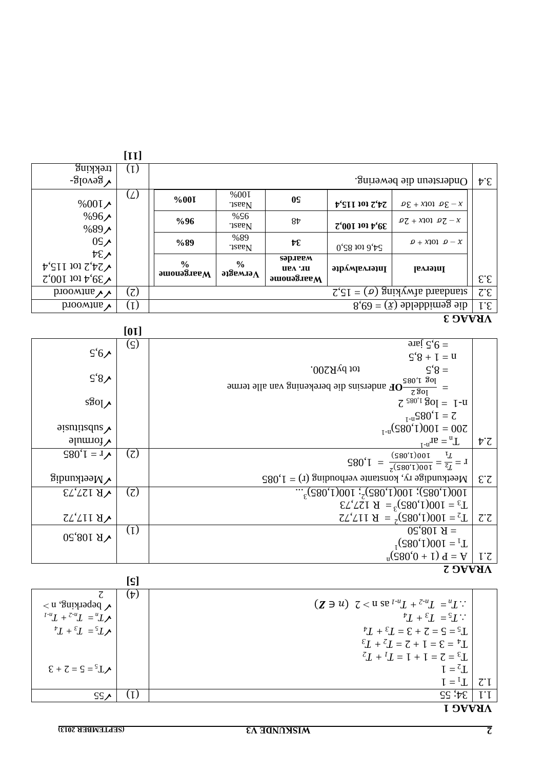**VRAAG 1**

| | | | |
|---|---|---|---|
| 1.1 | 34; 55 | (1) | ✓55 |
| 1.2 | $T_1 = 1$<br>$T_2 = 1$<br>$T_3 = 2 = 1 + 1 = T_1 + T_2$<br>$T_4 = 3 = 1 + 2 = T_2 + T_3$<br>$T_5 = 5 = 2 + 3 = T_3 + T_4$<br>$\therefore T_5 = T_3 + T_4$<br>$\therefore T_n = T_{n-2} + T_{n-1}$ as $n > 2$ $(n \in \mathbf{Z})$ | (4) | ✓$T_5 = 5 = 2 + 3$<br><br><br><br>✓$T_5 = T_3 + T_4$<br>✓$T_n = T_{n-2} + T_{n-1}$<br>✓ beperking, $n > 2$ |
| | | **[5]** | |

**VRAAG 2**

| | | | |
|---|---|---|---|
| 2.1 | $A = P(1 + 0{,}085)^n$<br>$T_1 = 100(1{,}085)^1$<br>$= R\ 108{,}50$ | (1) | ✓R 108,50 |
| 2.2 | $T_2 = 100(1{,}085)^2 = R\ 117{,}72$<br>$T_3 = 100(1{,}085)^3 = R\ 127{,}73$<br>$100(1{,}085); 100(1{,}085)^2; 100(1{,}085)^3\ldots$ | (2) | ✓R 117,72<br><br>✓R 127,73 |
| 2.3 | Meetkundige ry, konstante verhouding (r) = 1,085<br>$r = \frac{T_2}{T_1} = \frac{100(1{,}085)^2}{100(1{,}085)} = 1{,}085$ | (2) | ✓Meetkundig<br><br>✓r = 1,085 |
| 2.4 | $T_n = ar^{n-1}$<br>$200 = 100(1{,}085)^{n-1}$<br>$2 = 1{,}085^{n-1}$<br>$n-1 = \log_{1{,}085} 2$<br>$= \frac{\log 2}{\log 1{,}085}$ **OF** andersins die berekening van alle terme<br>$= 8{,}5$ tot by R200.<br>$n = 1 + 8{,}5$<br>$= 9{,}5$ jare | (5) | ✓formule<br>✓substitusie<br><br>✓logs<br><br>✓8,5<br><br>✓9,5 |
| | | **[10]** | |

**VRAAG 3**

| | | | |
|---|---|---|---|
| 3.1 | die gemiddelde $(\bar{x}) = 69{,}8$ | (1) | ✓antwoord |
| 3.2 | standaard afwyking $(\sigma) = 15{,}2$ | (2) | ✓✓antwoord |
| 3.3 | *(tabel hieronder)* | (7) | ✓39,4 tot 100,2<br>✓24,2 tot 115,4<br>✓34<br>✓50<br>✓68%<br>✓96%<br>✓100% |
| 3.4 | Ondersteun die bewering. | (1) | ✓gevolg-trekking |
| | | **[11]** | |

| Interval | Intervalwydte | Waargenome nr. van waardes | Verwagte % | Waargenome % |
|---|---|---|---|---|
| $x - \sigma$ tot $x + \sigma$ | 54,6 tot 85,0 | **34** | Naast. 68% | **68%** |
| $x - 2\sigma$ tot $x + 2\sigma$ | **39,4 tot 100,2** | 48 | Naast. 95% | **96%** |
| $x - 3\sigma$ tot $x + 3\sigma$ | **24,2 tot 115,4** | **50** | Naast. 100% | **100%** |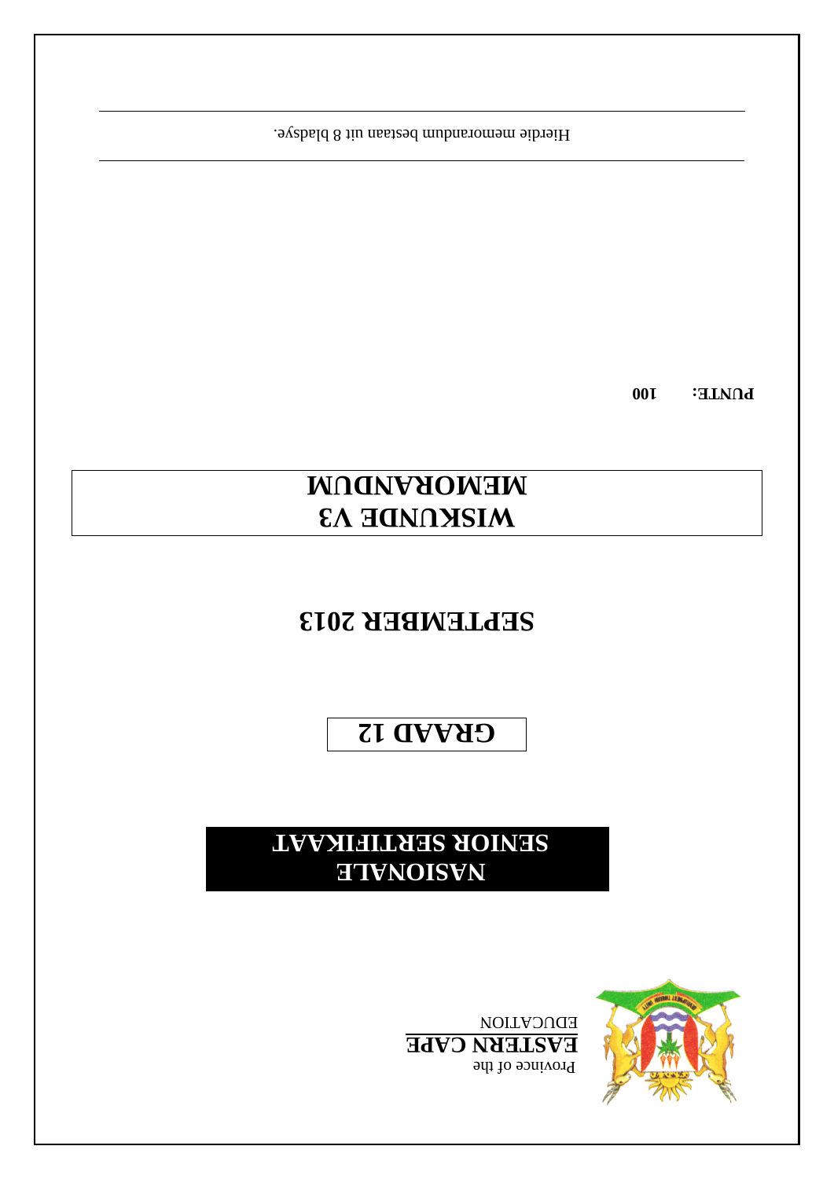Province of the
**EASTERN CAPE**
EDUCATION

**NASIONALE
SENIOR SERTIFIKAAT**

# GRAAD 12

# SEPTEMBER 2013

# WISKUNDE V3
# MEMORANDUM

**PUNTE: 100**

Hierdie memorandum bestaan uit 8 bladsye.